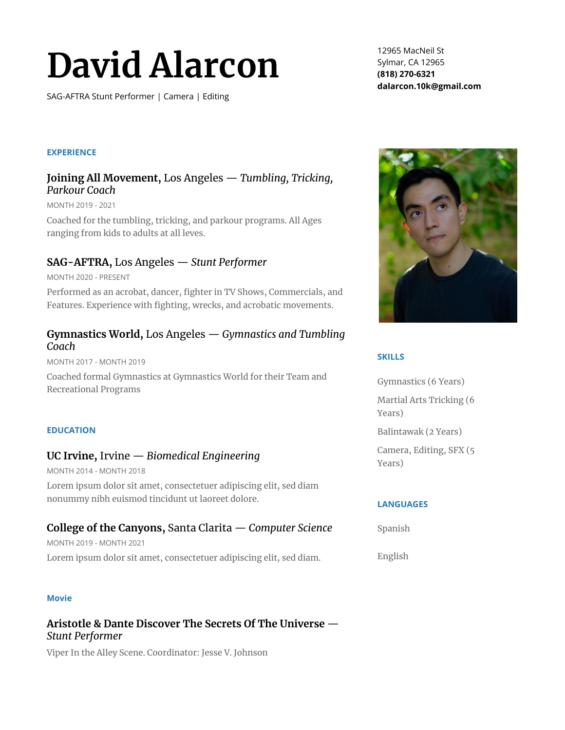# David Alarcon

SAG-AFTRA Stunt Performer | Camera | Editing

12965 MacNeil St
Sylmar, CA 12965
**(818) 270-6321**
**dalarcon.10k@gmail.com**

## EXPERIENCE

### **Joining All Movement,** Los Angeles — *Tumbling, Tricking, Parkour Coach*

MONTH 2019 - 2021

Coached for the tumbling, tricking, and parkour programs. All Ages ranging from kids to adults at all leves.

### **SAG-AFTRA,** Los Angeles — *Stunt Performer*

MONTH 2020 - PRESENT

Performed as an acrobat, dancer, fighter in TV Shows, Commercials, and Features. Experience with fighting, wrecks, and acrobatic movements.

### **Gymnastics World,** Los Angeles — *Gymnastics and Tumbling Coach*

MONTH 2017 - MONTH 2019

Coached formal Gymnastics at Gymnastics World for their Team and Recreational Programs

## EDUCATION

### **UC Irvine,** Irvine — *Biomedical Engineering*

MONTH 2014 - MONTH 2018

Lorem ipsum dolor sit amet, consectetuer adipiscing elit, sed diam nonummy nibh euismod tincidunt ut laoreet dolore.

### **College of the Canyons,** Santa Clarita — *Computer Science*

MONTH 2019 - MONTH 2021

Lorem ipsum dolor sit amet, consectetuer adipiscing elit, sed diam.

## Movie

### **Aristotle & Dante Discover The Secrets Of The Universe** — *Stunt Performer*

Viper In the Alley Scene. Coordinator: Jesse V. Johnson

## SKILLS

Gymnastics (6 Years)

Martial Arts Tricking (6 Years)

Balintawak (2 Years)

Camera, Editing, SFX (5 Years)

## LANGUAGES

Spanish

English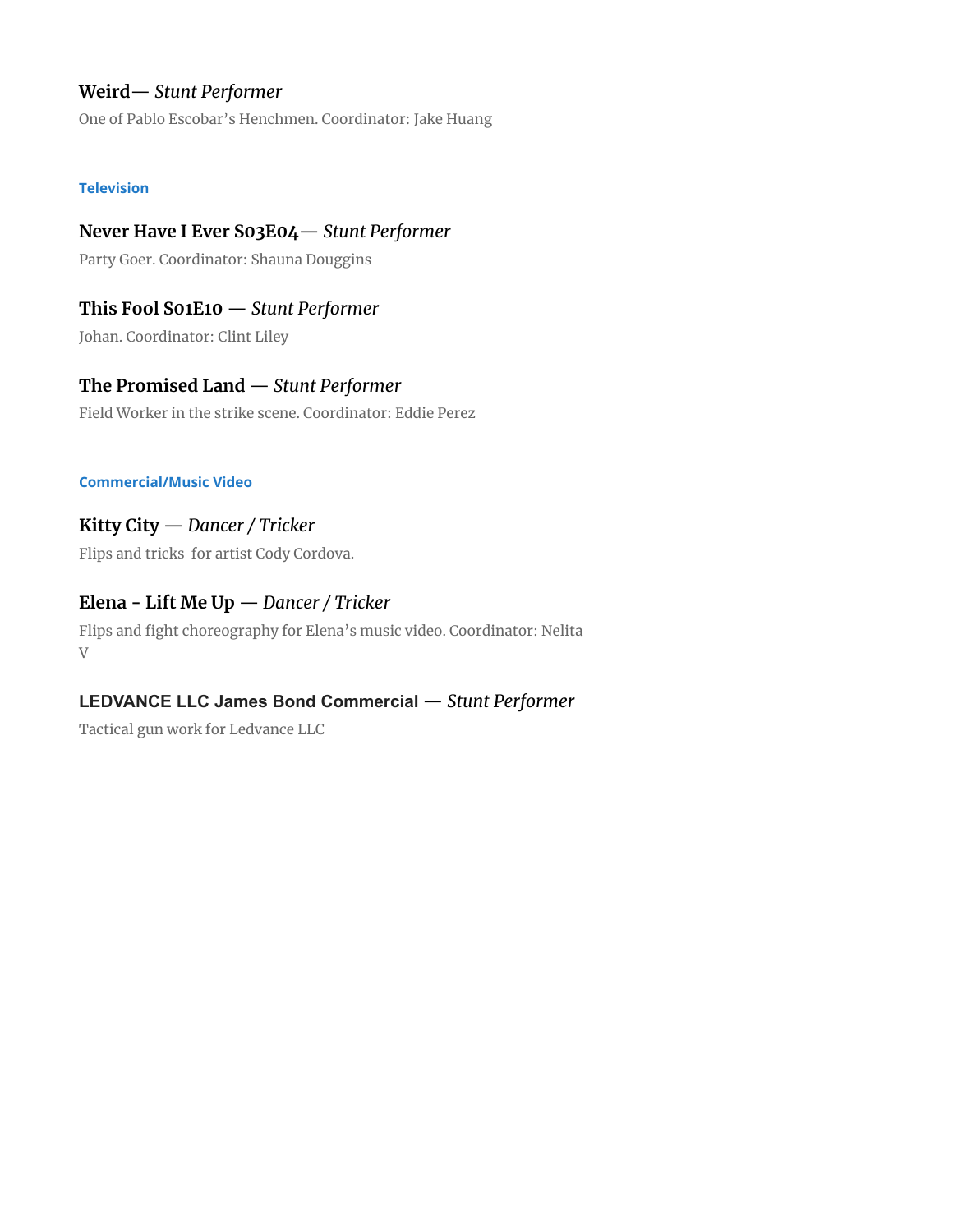**Weird**— *Stunt Performer*

One of Pablo Escobar's Henchmen. Coordinator: Jake Huang

### Television

**Never Have I Ever S03E04**— *Stunt Performer*

Party Goer. Coordinator: Shauna Douggins

**This Fool S01E10** — *Stunt Performer*

Johan. Coordinator: Clint Liley

**The Promised Land** — *Stunt Performer*

Field Worker in the strike scene. Coordinator: Eddie Perez

### Commercial/Music Video

**Kitty City** — *Dancer / Tricker*

Flips and tricks  for artist Cody Cordova.

**Elena - Lift Me Up** — *Dancer / Tricker*

Flips and fight choreography for Elena's music video. Coordinator: Nelita V

**LEDVANCE LLC James Bond Commercial** — *Stunt Performer*

Tactical gun work for Ledvance LLC